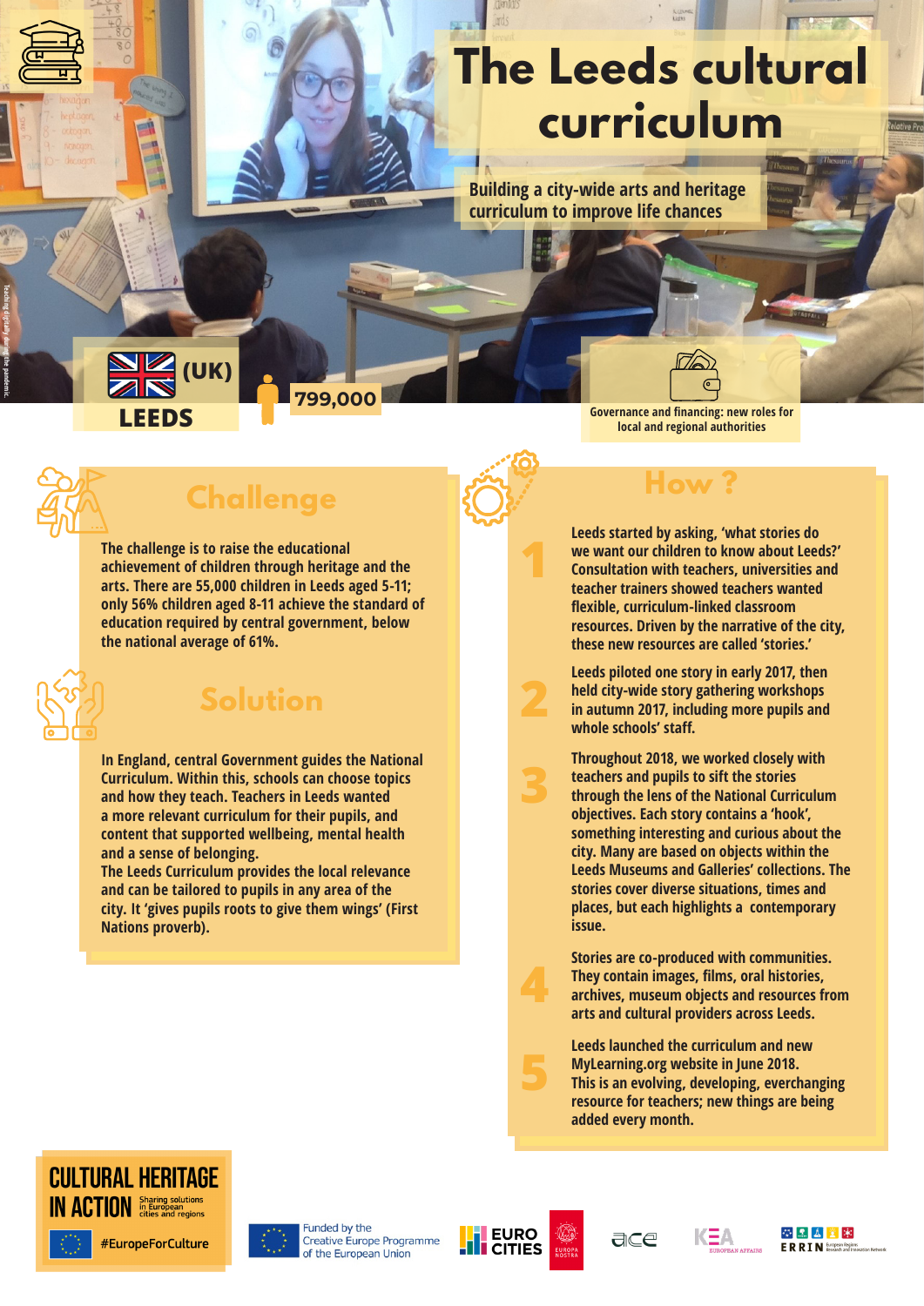# The Leeds cultural curriculum

Building a city-wide arts and heritage curriculum to improve life chances

Teaching digitally during the pandemic.

(UK) **LEEDS**

799,000

Governance and financing: new roles for local and regional authorities

## Challenge

The challenge is to raise the educational achievement of children through heritage and the arts. There are 55,000 children in Leeds aged 5-11; only 56% children aged 8-11 achieve the standard of education required by central government, below the national average of 61%.

## Solution

In England, central Government guides the National Curriculum. Within this, schools can choose topics and how they teach. Teachers in Leeds wanted a more relevant curriculum for their pupils, and content that supported wellbeing, mental health and a sense of belonging.
The Leeds Curriculum provides the local relevance and can be tailored to pupils in any area of the city. It 'gives pupils roots to give them wings' (First Nations proverb).

## How ?

1. Leeds started by asking, 'what stories do we want our children to know about Leeds?' Consultation with teachers, universities and teacher trainers showed teachers wanted flexible, curriculum-linked classroom resources. Driven by the narrative of the city, these new resources are called 'stories.'

2. Leeds piloted one story in early 2017, then held city-wide story gathering workshops in autumn 2017, including more pupils and whole schools' staff.

3. Throughout 2018, we worked closely with teachers and pupils to sift the stories through the lens of the National Curriculum objectives. Each story contains a 'hook', something interesting and curious about the city. Many are based on objects within the Leeds Museums and Galleries' collections. The stories cover diverse situations, times and places, but each highlights a contemporary issue.

4. Stories are co-produced with communities. They contain images, films, oral histories, archives, museum objects and resources from arts and cultural providers across Leeds.

5. Leeds launched the curriculum and new MyLearning.org website in June 2018. This is an evolving, developing, everchanging resource for teachers; new things are being added every month.

CULTURAL HERITAGE IN ACTION — Sharing solutions in European cities and regions

#EuropeForCulture

Funded by the Creative Europe Programme of the European Union

EUROCITIES · EUROPA NOSTRA · ace · KEA European Affairs · ERRIN European Regions Research and Innovation Network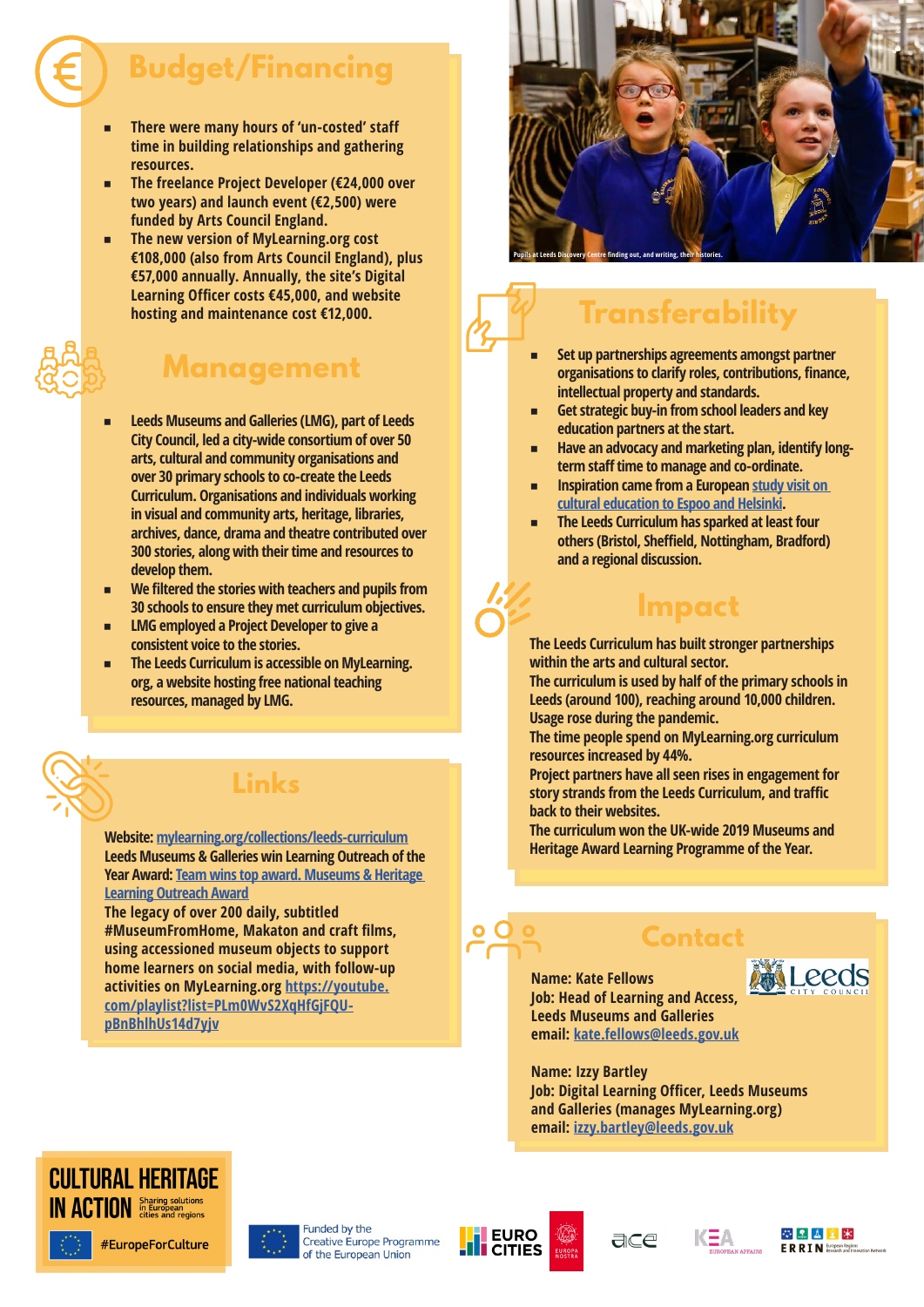## Budget/Financing

- There were many hours of 'un-costed' staff time in building relationships and gathering resources.
- The freelance Project Developer (€24,000 over two years) and launch event (€2,500) were funded by Arts Council England.
- The new version of MyLearning.org cost €108,000 (also from Arts Council England), plus €57,000 annually. Annually, the site's Digital Learning Officer costs €45,000, and website hosting and maintenance cost €12,000.

## Management

- Leeds Museums and Galleries (LMG), part of Leeds City Council, led a city-wide consortium of over 50 arts, cultural and community organisations and over 30 primary schools to co-create the Leeds Curriculum. Organisations and individuals working in visual and community arts, heritage, libraries, archives, dance, drama and theatre contributed over 300 stories, along with their time and resources to develop them.
- We filtered the stories with teachers and pupils from 30 schools to ensure they met curriculum objectives.
- LMG employed a Project Developer to give a consistent voice to the stories.
- The Leeds Curriculum is accessible on MyLearning.org, a website hosting free national teaching resources, managed by LMG.

## Links

Website: mylearning.org/collections/leeds-curriculum
Leeds Museums & Galleries win Learning Outreach of the Year Award: Team wins top award. Museums & Heritage Learning Outreach Award
The legacy of over 200 daily, subtitled #MuseumFromHome, Makaton and craft films, using accessioned museum objects to support home learners on social media, with follow-up activities on MyLearning.org https://youtube.com/playlist?list=PLm0WvS2XqHfGjFQU-pBnBhlhUs14d7yjv

Pupils at Leeds Discovery Centre finding out, and writing, their histories.

## Transferability

- Set up partnerships agreements amongst partner organisations to clarify roles, contributions, finance, intellectual property and standards.
- Get strategic buy-in from school leaders and key education partners at the start.
- Have an advocacy and marketing plan, identify long-term staff time to manage and co-ordinate.
- Inspiration came from a European study visit on cultural education to Espoo and Helsinki.
- The Leeds Curriculum has sparked at least four others (Bristol, Sheffield, Nottingham, Bradford) and a regional discussion.

## Impact

The Leeds Curriculum has built stronger partnerships within the arts and cultural sector.
The curriculum is used by half of the primary schools in Leeds (around 100), reaching around 10,000 children. Usage rose during the pandemic.
The time people spend on MyLearning.org curriculum resources increased by 44%.
Project partners have all seen rises in engagement for story strands from the Leeds Curriculum, and traffic back to their websites.
The curriculum won the UK-wide 2019 Museums and Heritage Award Learning Programme of the Year.

## Contact

Name: Kate Fellows
Job: Head of Learning and Access, Leeds Museums and Galleries
email: kate.fellows@leeds.gov.uk

Name: Izzy Bartley
Job: Digital Learning Officer, Leeds Museums and Galleries (manages MyLearning.org)
email: izzy.bartley@leeds.gov.uk

CULTURAL HERITAGE IN ACTION — Sharing solutions in European cities and regions

#EuropeForCulture

Funded by the Creative Europe Programme of the European Union